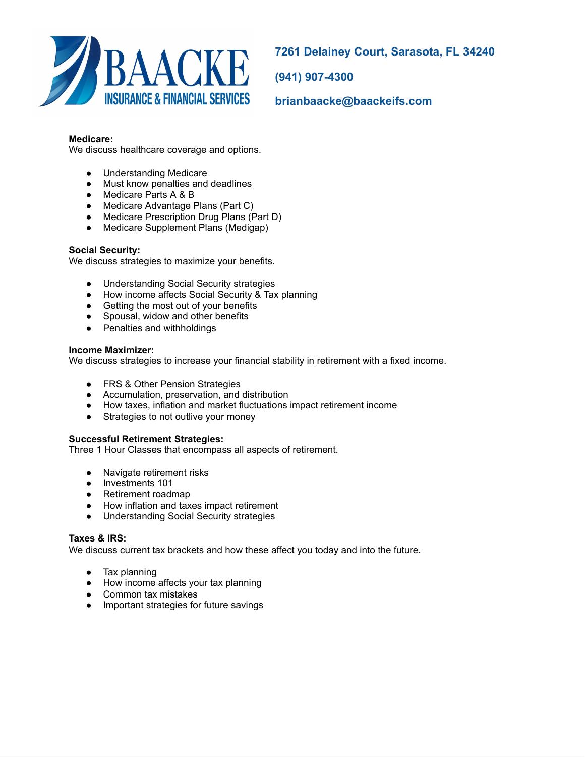**BAACKE**
**INSURANCE & FINANCIAL SERVICES**

**7261 Delainey Court, Sarasota, FL 34240**

**(941) 907-4300**

**brianbaacke@baackeifs.com**

**Medicare:**
We discuss healthcare coverage and options.

- Understanding Medicare
- Must know penalties and deadlines
- Medicare Parts A & B
- Medicare Advantage Plans (Part C)
- Medicare Prescription Drug Plans (Part D)
- Medicare Supplement Plans (Medigap)

**Social Security:**
We discuss strategies to maximize your benefits.

- Understanding Social Security strategies
- How income affects Social Security & Tax planning
- Getting the most out of your benefits
- Spousal, widow and other benefits
- Penalties and withholdings

**Income Maximizer:**
We discuss strategies to increase your financial stability in retirement with a fixed income.

- FRS & Other Pension Strategies
- Accumulation, preservation, and distribution
- How taxes, inflation and market fluctuations impact retirement income
- Strategies to not outlive your money

**Successful Retirement Strategies:**
Three 1 Hour Classes that encompass all aspects of retirement.

- Navigate retirement risks
- Investments 101
- Retirement roadmap
- How inflation and taxes impact retirement
- Understanding Social Security strategies

**Taxes & IRS:**
We discuss current tax brackets and how these affect you today and into the future.

- Tax planning
- How income affects your tax planning
- Common tax mistakes
- Important strategies for future savings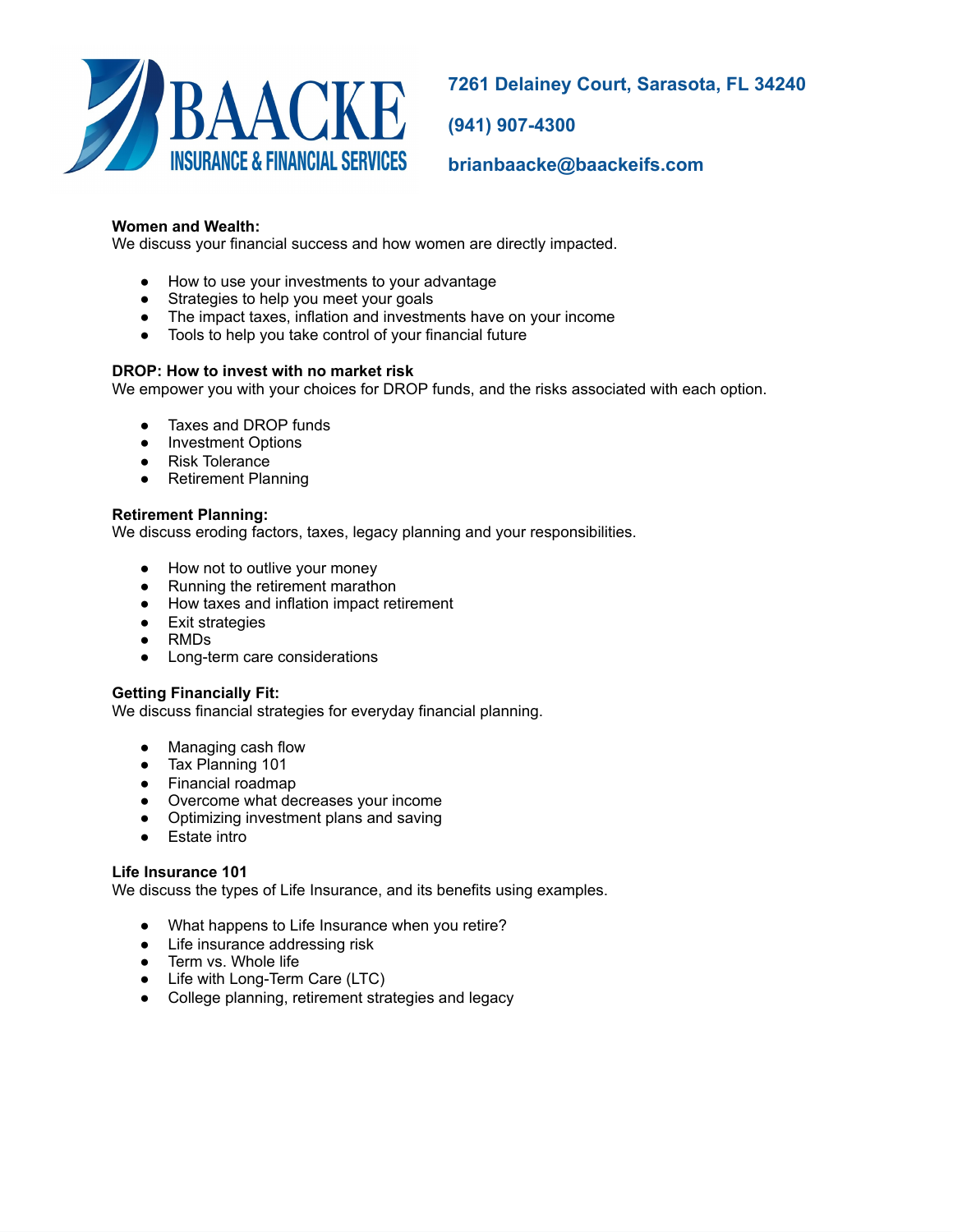**BAACKE**
**INSURANCE & FINANCIAL SERVICES**

**7261 Delainey Court, Sarasota, FL 34240**

**(941) 907-4300**

**brianbaacke@baackeifs.com**

**Women and Wealth:**
We discuss your financial success and how women are directly impacted.

- How to use your investments to your advantage
- Strategies to help you meet your goals
- The impact taxes, inflation and investments have on your income
- Tools to help you take control of your financial future

**DROP: How to invest with no market risk**
We empower you with your choices for DROP funds, and the risks associated with each option.

- Taxes and DROP funds
- Investment Options
- Risk Tolerance
- Retirement Planning

**Retirement Planning:**
We discuss eroding factors, taxes, legacy planning and your responsibilities.

- How not to outlive your money
- Running the retirement marathon
- How taxes and inflation impact retirement
- Exit strategies
- RMDs
- Long-term care considerations

**Getting Financially Fit:**
We discuss financial strategies for everyday financial planning.

- Managing cash flow
- Tax Planning 101
- Financial roadmap
- Overcome what decreases your income
- Optimizing investment plans and saving
- Estate intro

**Life Insurance 101**
We discuss the types of Life Insurance, and its benefits using examples.

- What happens to Life Insurance when you retire?
- Life insurance addressing risk
- Term vs. Whole life
- Life with Long-Term Care (LTC)
- College planning, retirement strategies and legacy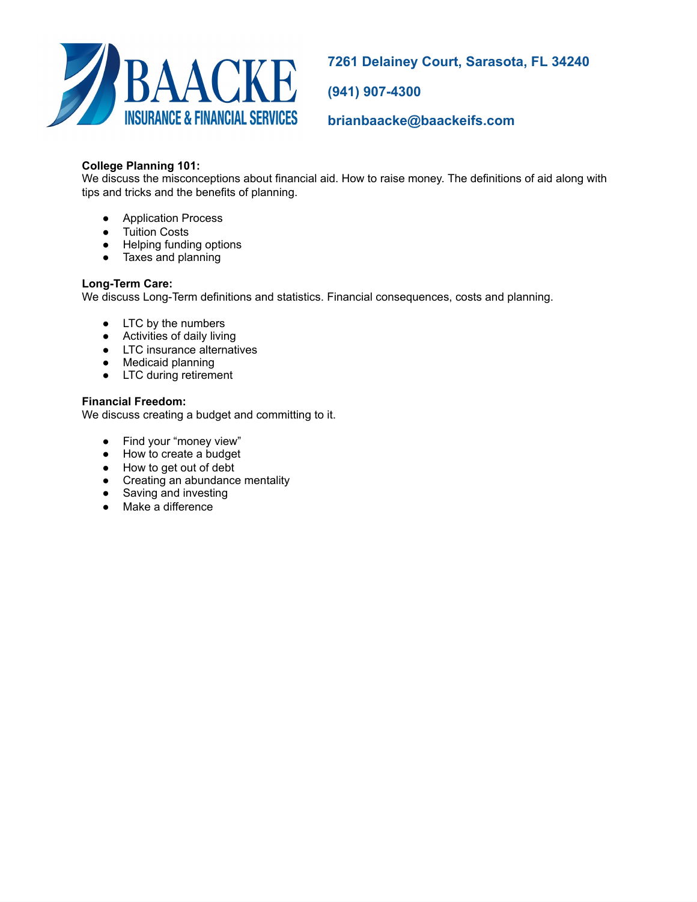# BAACKE
## INSURANCE & FINANCIAL SERVICES

**7261 Delainey Court, Sarasota, FL 34240**

**(941) 907-4300**

**brianbaacke@baackeifs.com**

**College Planning 101:**
We discuss the misconceptions about financial aid. How to raise money. The definitions of aid along with tips and tricks and the benefits of planning.

- Application Process
- Tuition Costs
- Helping funding options
- Taxes and planning

**Long-Term Care:**
We discuss Long-Term definitions and statistics. Financial consequences, costs and planning.

- LTC by the numbers
- Activities of daily living
- LTC insurance alternatives
- Medicaid planning
- LTC during retirement

**Financial Freedom:**
We discuss creating a budget and committing to it.

- Find your "money view"
- How to create a budget
- How to get out of debt
- Creating an abundance mentality
- Saving and investing
- Make a difference